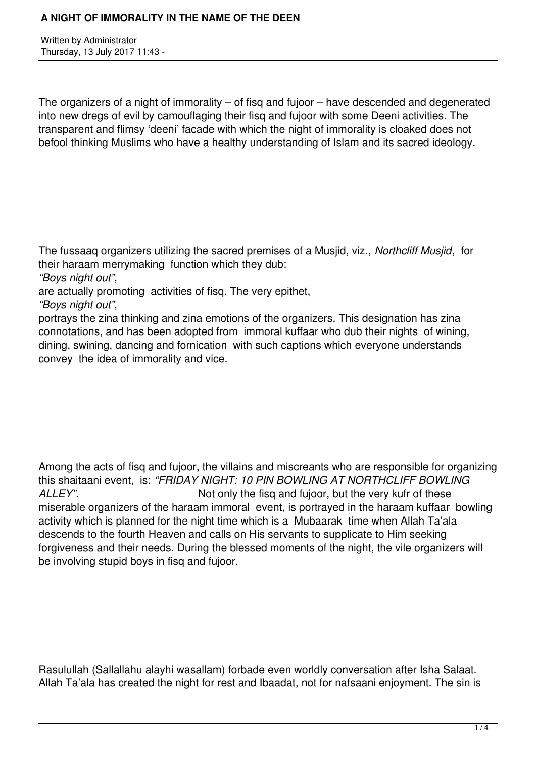# A NIGHT OF IMMORALITY IN THE NAME OF THE DEEN

Written by Administrator
Thursday, 13 July 2017 11:43 -

The organizers of a night of immorality – of fisq and fujoor – have descended and degenerated into new dregs of evil by camouflaging their fisq and fujoor with some Deeni activities. The transparent and flimsy 'deeni' facade with which the night of immorality is cloaked does not befool thinking Muslims who have a healthy understanding of Islam and its sacred ideology.

The fussaaq organizers utilizing the sacred premises of a Musjid, viz., *Northcliff Musjid*, for their haraam merrymaking function which they dub:
*"Boys night out",*
are actually promoting activities of fisq. The very epithet,
*"Boys night out",*
portrays the zina thinking and zina emotions of the organizers. This designation has zina connotations, and has been adopted from immoral kuffaar who dub their nights of wining, dining, swining, dancing and fornication with such captions which everyone understands convey the idea of immorality and vice.

Among the acts of fisq and fujoor, the villains and miscreants who are responsible for organizing this shaitaani event, is: *"FRIDAY NIGHT: 10 PIN BOWLING AT NORTHCLIFF BOWLING ALLEY".* Not only the fisq and fujoor, but the very kufr of these miserable organizers of the haraam immoral event, is portrayed in the haraam kuffaar bowling activity which is planned for the night time which is a Mubaarak time when Allah Ta'ala descends to the fourth Heaven and calls on His servants to supplicate to Him seeking forgiveness and their needs. During the blessed moments of the night, the vile organizers will be involving stupid boys in fisq and fujoor.

Rasulullah (Sallallahu alayhi wasallam) forbade even worldly conversation after Isha Salaat. Allah Ta'ala has created the night for rest and Ibaadat, not for nafsaani enjoyment. The sin is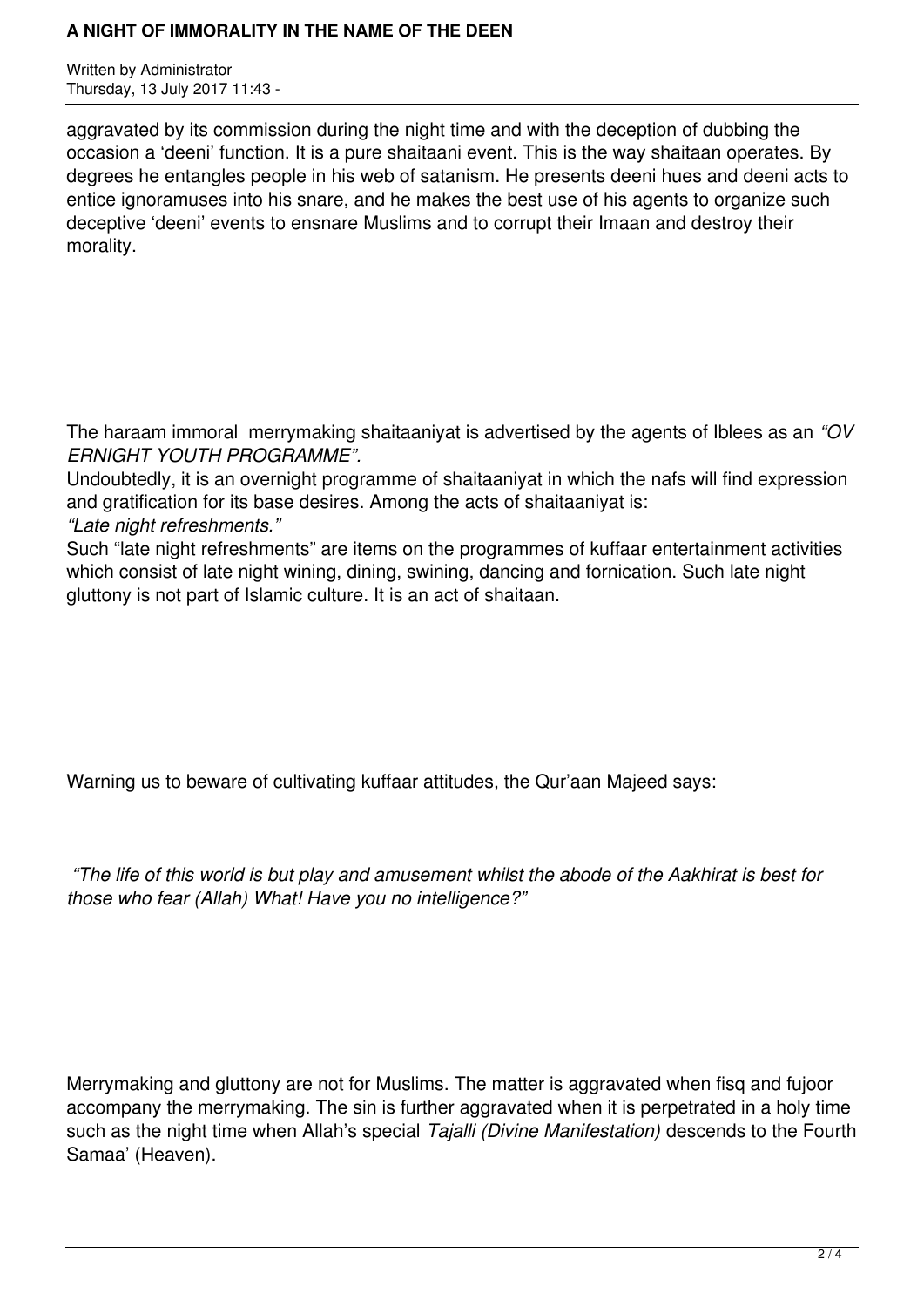aggravated by its commission during the night time and with the deception of dubbing the occasion a 'deeni' function. It is a pure shaitaani event. This is the way shaitaan operates. By degrees he entangles people in his web of satanism. He presents deeni hues and deeni acts to entice ignoramuses into his snare, and he makes the best use of his agents to organize such deceptive 'deeni' events to ensnare Muslims and to corrupt their Imaan and destroy their morality.

The haraam immoral merrymaking shaitaaniyat is advertised by the agents of Iblees as an *"OVERNIGHT YOUTH PROGRAMME".*

Undoubtedly, it is an overnight programme of shaitaaniyat in which the nafs will find expression and gratification for its base desires. Among the acts of shaitaaniyat is:

*"Late night refreshments."*

Such "late night refreshments" are items on the programmes of kuffaar entertainment activities which consist of late night wining, dining, swining, dancing and fornication. Such late night gluttony is not part of Islamic culture. It is an act of shaitaan.

Warning us to beware of cultivating kuffaar attitudes, the Qur'aan Majeed says:

*"The life of this world is but play and amusement whilst the abode of the Aakhirat is best for those who fear (Allah) What! Have you no intelligence?"*

Merrymaking and gluttony are not for Muslims. The matter is aggravated when fisq and fujoor accompany the merrymaking. The sin is further aggravated when it is perpetrated in a holy time such as the night time when Allah's special *Tajalli (Divine Manifestation)* descends to the Fourth Samaa' (Heaven).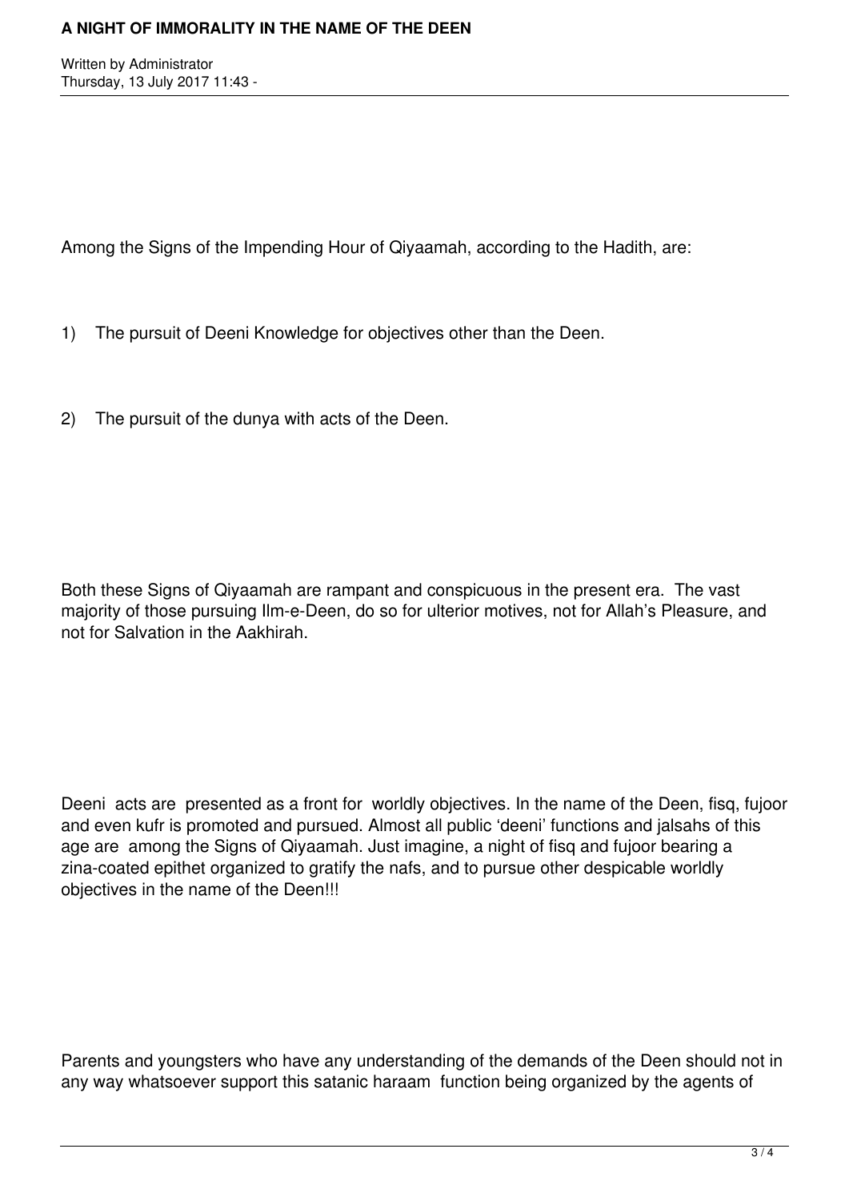Among the Signs of the Impending Hour of Qiyaamah, according to the Hadith, are:

1) The pursuit of Deeni Knowledge for objectives other than the Deen.

2) The pursuit of the dunya with acts of the Deen.

Both these Signs of Qiyaamah are rampant and conspicuous in the present era. The vast majority of those pursuing Ilm-e-Deen, do so for ulterior motives, not for Allah's Pleasure, and not for Salvation in the Aakhirah.

Deeni acts are presented as a front for worldly objectives. In the name of the Deen, fisq, fujoor and even kufr is promoted and pursued. Almost all public 'deeni' functions and jalsahs of this age are among the Signs of Qiyaamah. Just imagine, a night of fisq and fujoor bearing a zina-coated epithet organized to gratify the nafs, and to pursue other despicable worldly objectives in the name of the Deen!!!

Parents and youngsters who have any understanding of the demands of the Deen should not in any way whatsoever support this satanic haraam function being organized by the agents of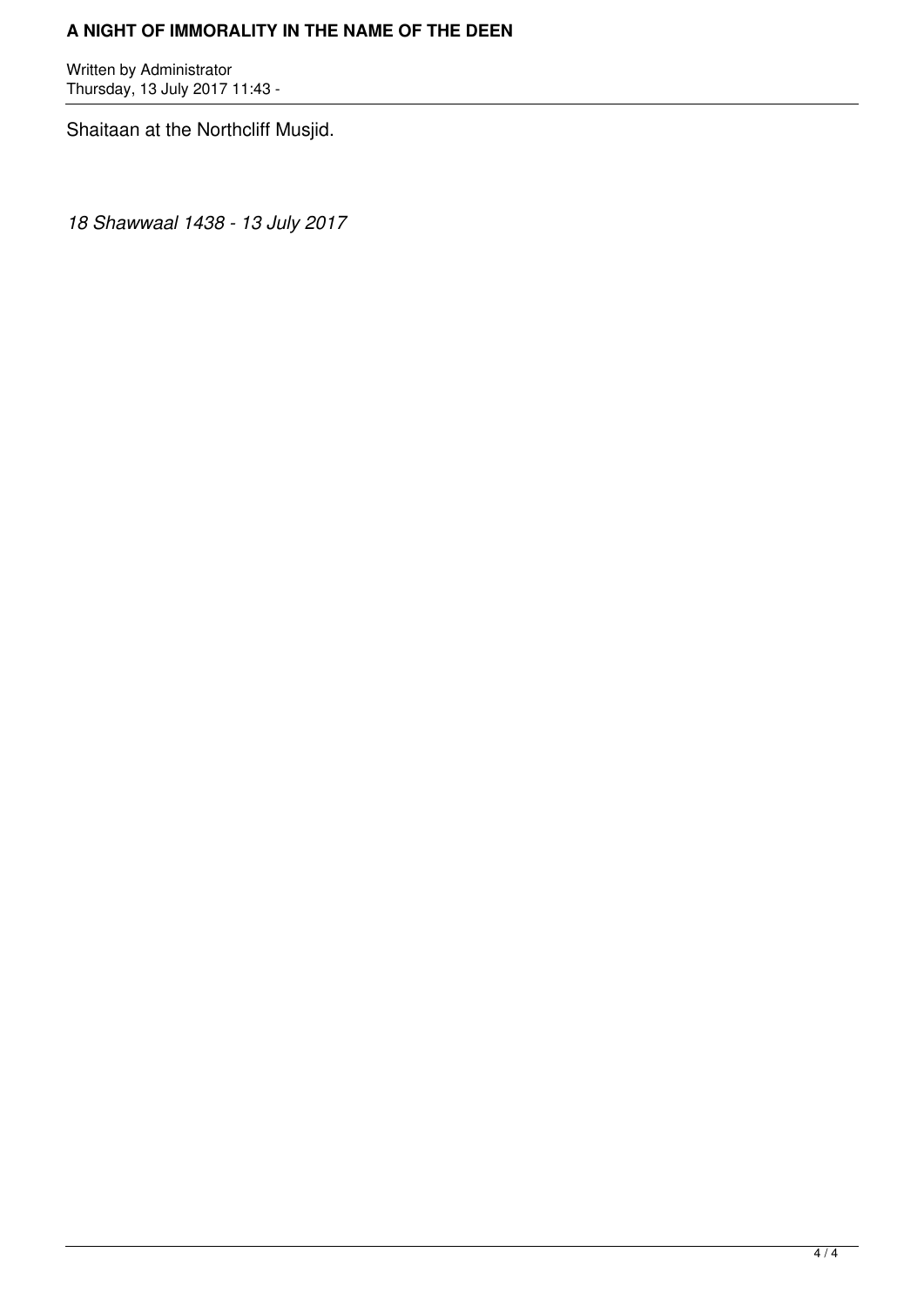Shaitaan at the Northcliff Musjid.

*18 Shawwaal 1438 - 13 July 2017*